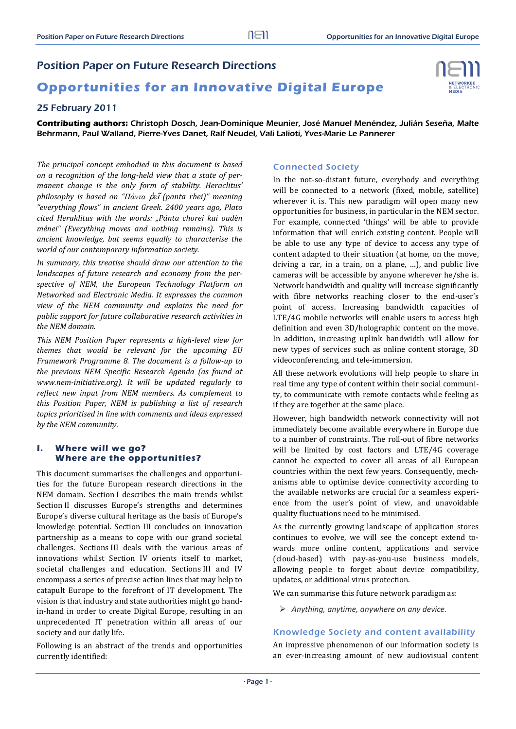# Position Paper on Future Research Directions

# Opportunities for an Innovative Digital Europe

### 25 February 2011

**Contributing authors:** Christoph Dosch, Jean-Dominique Meunier, José Manuel Menéndez, Julián Seseña, Malte Behrmann, Paul Walland, Pierre-Yves Danet, Ralf Neudel, Vali Lalioti, Yves-Marie Le Pannerer

*The principal concept embodied in this document is based on a recognition of the long-held view that a state of permanent change is the only form of stability. Heraclitus' philosophy is based on "Πάντα ῥεῖ (panta rhei)" meaning "everything flows" in ancient Greek. 2400 years ago, Plato cited Heraklitus with the words: „Pánta chorei kaì oudèn ménei" (Everything moves and nothing remains). This is ancient knowledge, but seems equally to characterise the world of our contemporary information society.*

*In summary, this treatise should draw our attention to the landscapes of future research and economy from the perspective of NEM, the European Technology Platform on Networked and Electronic Media. It expresses the common view of the NEM community and explains the need for public support for future collaborative research activities in the NEM domain.*

*This NEM Position Paper represents a high-level view for themes that would be relevant for the upcoming EU Framework Programme 8. The document is a follow-up to the previous NEM Specific Research Agenda (as found at www.nem-initiative.org). It will be updated regularly to reflect new input from NEM members. As complement to this Position Paper, NEM is publishing a list of research topics prioritised in line with comments and ideas expressed by the NEM community.*

## I. Where will we go? Where are the opportunities?

This document summarises the challenges and opportunities for the future European research directions in the NEM domain. Section I describes the main trends whilst Section II discusses Europe's strengths and determines Europe's diverse cultural heritage as the basis of Europe's knowledge potential. Section III concludes on innovation partnership as a means to cope with our grand societal challenges. Sections III deals with the various areas of innovations whilst Section IV orients itself to market, societal challenges and education. Sections III and IV encompass a series of precise action lines that may help to catapult Europe to the forefront of IT development. The vision is that industry and state authorities might go hand-in-hand in order to create Digital Europe, resulting in an unprecedented IT penetration within all areas of our society and our daily life.

Following is an abstract of the trends and opportunities currently identified:

### Connected Society

In the not-so-distant future, everybody and everything will be connected to a network (fixed, mobile, satellite) wherever it is. This new paradigm will open many new opportunities for business, in particular in the NEM sector. For example, connected 'things' will be able to provide information that will enrich existing content. People will be able to use any type of device to access any type of content adapted to their situation (at home, on the move, driving a car, in a train, on a plane, …), and public live cameras will be accessible by anyone wherever he/she is. Network bandwidth and quality will increase significantly with fibre networks reaching closer to the end-user's point of access. Increasing bandwidth capacities of LTE/4G mobile networks will enable users to access high definition and even 3D/holographic content on the move. In addition, increasing uplink bandwidth will allow for new types of services such as online content storage, 3D videoconferencing, and tele-immersion.

All these network evolutions will help people to share in real time any type of content within their social community, to communicate with remote contacts while feeling as if they are together at the same place.

However, high bandwidth network connectivity will not immediately become available everywhere in Europe due to a number of constraints. The roll-out of fibre networks will be limited by cost factors and LTE/4G coverage cannot be expected to cover all areas of all European countries within the next few years. Consequently, mechanisms able to optimise device connectivity according to the available networks are crucial for a seamless experience from the user's point of view, and unavoidable quality fluctuations need to be minimised.

As the currently growing landscape of application stores continues to evolve, we will see the concept extend towards more online content, applications and service (cloud-based) with pay-as-you-use business models, allowing people to forget about device compatibility, updates, or additional virus protection.

We can summarise this future network paradigm as:

- *Anything, anytime, anywhere on any device.*

### Knowledge Society and content availability

An impressive phenomenon of our information society is an ever-increasing amount of new audiovisual content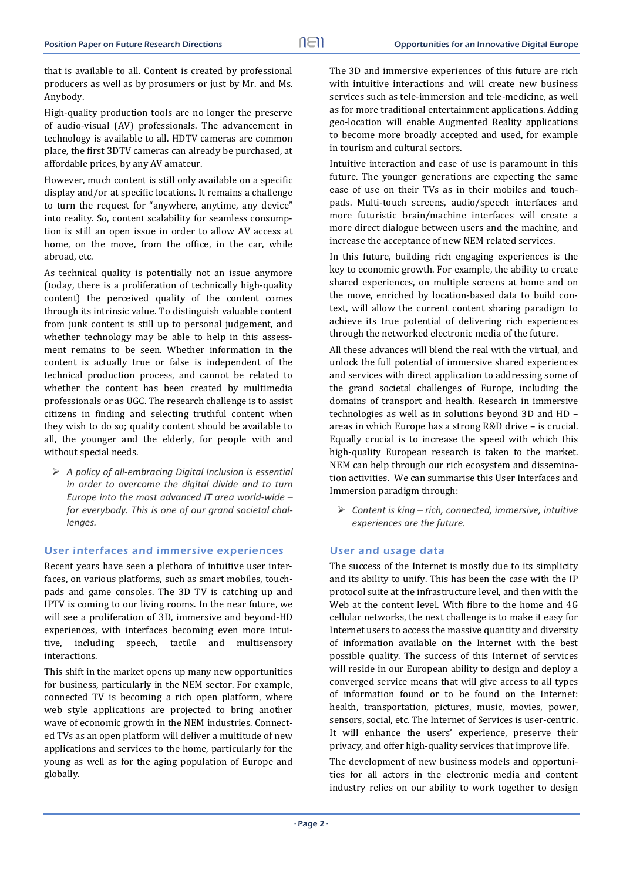that is available to all. Content is created by professional producers as well as by prosumers or just by Mr. and Ms. Anybody.

High-quality production tools are no longer the preserve of audio-visual (AV) professionals. The advancement in technology is available to all. HDTV cameras are common place, the first 3DTV cameras can already be purchased, at affordable prices, by any AV amateur.

However, much content is still only available on a specific display and/or at specific locations. It remains a challenge to turn the request for "anywhere, anytime, any device" into reality. So, content scalability for seamless consumption is still an open issue in order to allow AV access at home, on the move, from the office, in the car, while abroad, etc.

As technical quality is potentially not an issue anymore (today, there is a proliferation of technically high-quality content) the perceived quality of the content comes through its intrinsic value. To distinguish valuable content from junk content is still up to personal judgement, and whether technology may be able to help in this assessment remains to be seen. Whether information in the content is actually true or false is independent of the technical production process, and cannot be related to whether the content has been created by multimedia professionals or as UGC. The research challenge is to assist citizens in finding and selecting truthful content when they wish to do so; quality content should be available to all, the younger and the elderly, for people with and without special needs.

- *A policy of all-embracing Digital Inclusion is essential in order to overcome the digital divide and to turn Europe into the most advanced IT area world-wide – for everybody. This is one of our grand societal challenges.*

## User interfaces and immersive experiences

Recent years have seen a plethora of intuitive user interfaces, on various platforms, such as smart mobiles, touchpads and game consoles. The 3D TV is catching up and IPTV is coming to our living rooms. In the near future, we will see a proliferation of 3D, immersive and beyond-HD experiences, with interfaces becoming even more intuitive, including speech, tactile and multisensory interactions.

This shift in the market opens up many new opportunities for business, particularly in the NEM sector. For example, connected TV is becoming a rich open platform, where web style applications are projected to bring another wave of economic growth in the NEM industries. Connected TVs as an open platform will deliver a multitude of new applications and services to the home, particularly for the young as well as for the aging population of Europe and globally.

The 3D and immersive experiences of this future are rich with intuitive interactions and will create new business services such as tele-immersion and tele-medicine, as well as for more traditional entertainment applications. Adding geo-location will enable Augmented Reality applications to become more broadly accepted and used, for example in tourism and cultural sectors.

Intuitive interaction and ease of use is paramount in this future. The younger generations are expecting the same ease of use on their TVs as in their mobiles and touch-pads. Multi-touch screens, audio/speech interfaces and more futuristic brain/machine interfaces will create a more direct dialogue between users and the machine, and increase the acceptance of new NEM related services.

In this future, building rich engaging experiences is the key to economic growth. For example, the ability to create shared experiences, on multiple screens at home and on the move, enriched by location-based data to build context, will allow the current content sharing paradigm to achieve its true potential of delivering rich experiences through the networked electronic media of the future.

All these advances will blend the real with the virtual, and unlock the full potential of immersive shared experiences and services with direct application to addressing some of the grand societal challenges of Europe, including the domains of transport and health. Research in immersive technologies as well as in solutions beyond 3D and HD – areas in which Europe has a strong R&D drive – is crucial. Equally crucial is to increase the speed with which this high-quality European research is taken to the market. NEM can help through our rich ecosystem and dissemination activities. We can summarise this User Interfaces and Immersion paradigm through:

- *Content is king – rich, connected, immersive, intuitive experiences are the future.*

## User and usage data

The success of the Internet is mostly due to its simplicity and its ability to unify. This has been the case with the IP protocol suite at the infrastructure level, and then with the Web at the content level. With fibre to the home and 4G cellular networks, the next challenge is to make it easy for Internet users to access the massive quantity and diversity of information available on the Internet with the best possible quality. The success of this Internet of services will reside in our European ability to design and deploy a converged service means that will give access to all types of information found or to be found on the Internet: health, transportation, pictures, music, movies, power, sensors, social, etc. The Internet of Services is user-centric. It will enhance the users' experience, preserve their privacy, and offer high-quality services that improve life.

The development of new business models and opportunities for all actors in the electronic media and content industry relies on our ability to work together to design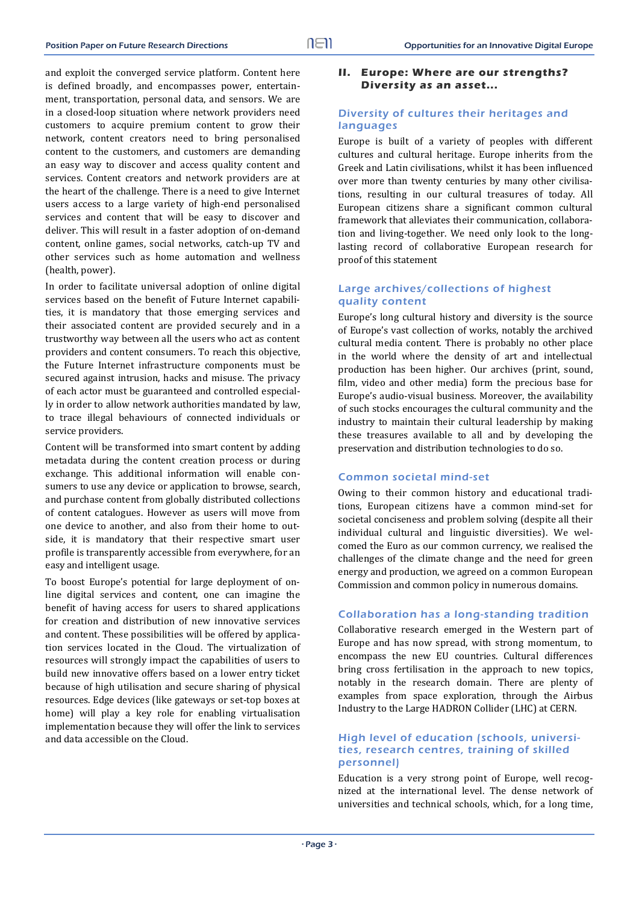and exploit the converged service platform. Content here is defined broadly, and encompasses power, entertainment, transportation, personal data, and sensors. We are in a closed-loop situation where network providers need customers to acquire premium content to grow their network, content creators need to bring personalised content to the customers, and customers are demanding an easy way to discover and access quality content and services. Content creators and network providers are at the heart of the challenge. There is a need to give Internet users access to a large variety of high-end personalised services and content that will be easy to discover and deliver. This will result in a faster adoption of on-demand content, online games, social networks, catch-up TV and other services such as home automation and wellness (health, power).

In order to facilitate universal adoption of online digital services based on the benefit of Future Internet capabilities, it is mandatory that those emerging services and their associated content are provided securely and in a trustworthy way between all the users who act as content providers and content consumers. To reach this objective, the Future Internet infrastructure components must be secured against intrusion, hacks and misuse. The privacy of each actor must be guaranteed and controlled especially in order to allow network authorities mandated by law, to trace illegal behaviours of connected individuals or service providers.

Content will be transformed into smart content by adding metadata during the content creation process or during exchange. This additional information will enable consumers to use any device or application to browse, search, and purchase content from globally distributed collections of content catalogues. However as users will move from one device to another, and also from their home to outside, it is mandatory that their respective smart user profile is transparently accessible from everywhere, for an easy and intelligent usage.

To boost Europe's potential for large deployment of online digital services and content, one can imagine the benefit of having access for users to shared applications for creation and distribution of new innovative services and content. These possibilities will be offered by application services located in the Cloud. The virtualization of resources will strongly impact the capabilities of users to build new innovative offers based on a lower entry ticket because of high utilisation and secure sharing of physical resources. Edge devices (like gateways or set-top boxes at home) will play a key role for enabling virtualisation implementation because they will offer the link to services and data accessible on the Cloud.

## II. Europe: Where are our strengths? Diversity as an asset...

### Diversity of cultures their heritages and languages

Europe is built of a variety of peoples with different cultures and cultural heritage. Europe inherits from the Greek and Latin civilisations, whilst it has been influenced over more than twenty centuries by many other civilisations, resulting in our cultural treasures of today. All European citizens share a significant common cultural framework that alleviates their communication, collaboration and living-together. We need only look to the long-lasting record of collaborative European research for proof of this statement

### Large archives/collections of highest quality content

Europe's long cultural history and diversity is the source of Europe's vast collection of works, notably the archived cultural media content. There is probably no other place in the world where the density of art and intellectual production has been higher. Our archives (print, sound, film, video and other media) form the precious base for Europe's audio-visual business. Moreover, the availability of such stocks encourages the cultural community and the industry to maintain their cultural leadership by making these treasures available to all and by developing the preservation and distribution technologies to do so.

### Common societal mind-set

Owing to their common history and educational traditions, European citizens have a common mind-set for societal conciseness and problem solving (despite all their individual cultural and linguistic diversities). We welcomed the Euro as our common currency, we realised the challenges of the climate change and the need for green energy and production, we agreed on a common European Commission and common policy in numerous domains.

### Collaboration has a long-standing tradition

Collaborative research emerged in the Western part of Europe and has now spread, with strong momentum, to encompass the new EU countries. Cultural differences bring cross fertilisation in the approach to new topics, notably in the research domain. There are plenty of examples from space exploration, through the Airbus Industry to the Large HADRON Collider (LHC) at CERN.

### High level of education (schools, universities, research centres, training of skilled personnel)

Education is a very strong point of Europe, well recognized at the international level. The dense network of universities and technical schools, which, for a long time,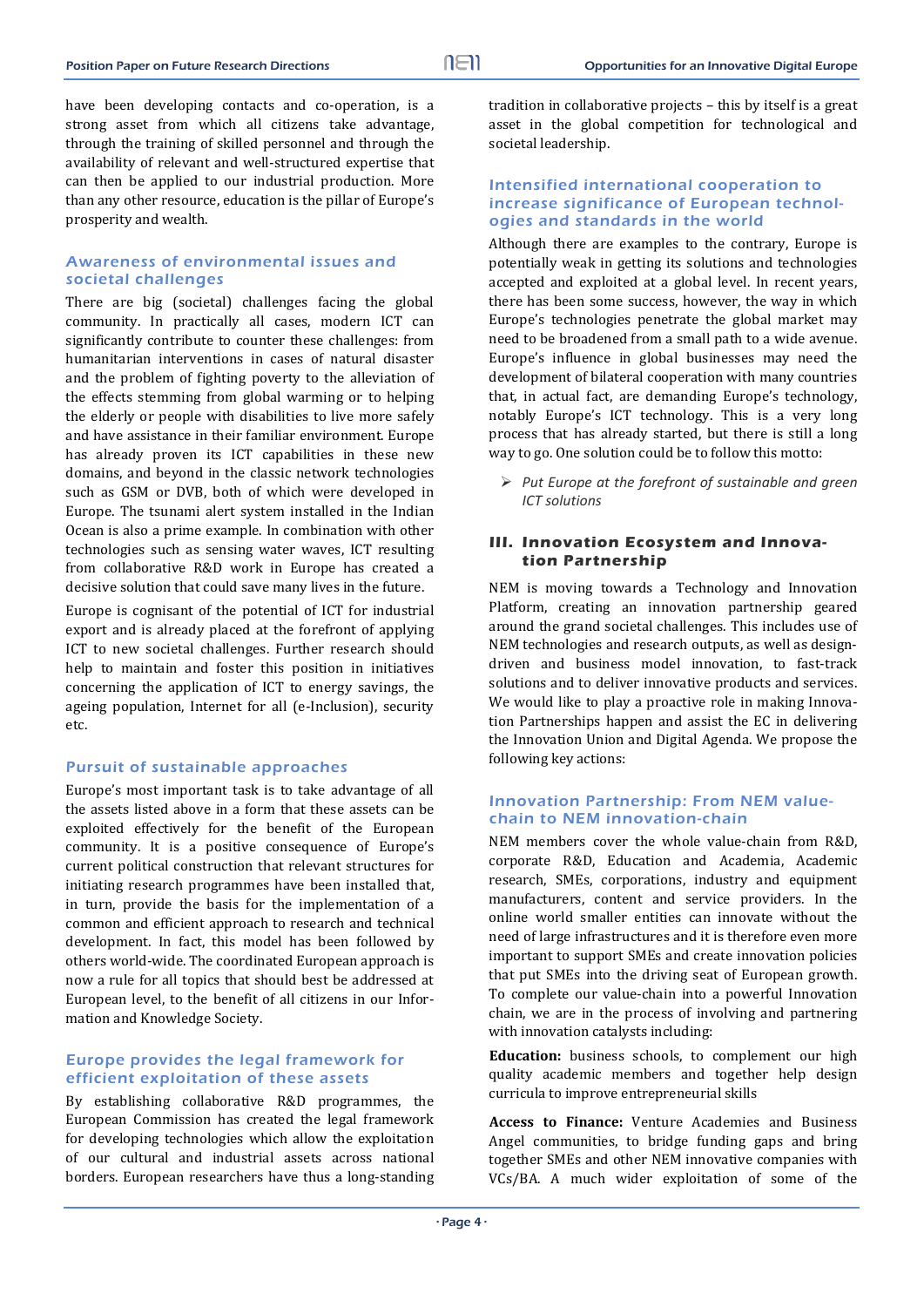have been developing contacts and co-operation, is a strong asset from which all citizens take advantage, through the training of skilled personnel and through the availability of relevant and well-structured expertise that can then be applied to our industrial production. More than any other resource, education is the pillar of Europe's prosperity and wealth.

### Awareness of environmental issues and societal challenges

There are big (societal) challenges facing the global community. In practically all cases, modern ICT can significantly contribute to counter these challenges: from humanitarian interventions in cases of natural disaster and the problem of fighting poverty to the alleviation of the effects stemming from global warming or to helping the elderly or people with disabilities to live more safely and have assistance in their familiar environment. Europe has already proven its ICT capabilities in these new domains, and beyond in the classic network technologies such as GSM or DVB, both of which were developed in Europe. The tsunami alert system installed in the Indian Ocean is also a prime example. In combination with other technologies such as sensing water waves, ICT resulting from collaborative R&D work in Europe has created a decisive solution that could save many lives in the future.

Europe is cognisant of the potential of ICT for industrial export and is already placed at the forefront of applying ICT to new societal challenges. Further research should help to maintain and foster this position in initiatives concerning the application of ICT to energy savings, the ageing population, Internet for all (e-Inclusion), security etc.

### Pursuit of sustainable approaches

Europe's most important task is to take advantage of all the assets listed above in a form that these assets can be exploited effectively for the benefit of the European community. It is a positive consequence of Europe's current political construction that relevant structures for initiating research programmes have been installed that, in turn, provide the basis for the implementation of a common and efficient approach to research and technical development. In fact, this model has been followed by others world-wide. The coordinated European approach is now a rule for all topics that should best be addressed at European level, to the benefit of all citizens in our Information and Knowledge Society.

### Europe provides the legal framework for efficient exploitation of these assets

By establishing collaborative R&D programmes, the European Commission has created the legal framework for developing technologies which allow the exploitation of our cultural and industrial assets across national borders. European researchers have thus a long-standing tradition in collaborative projects – this by itself is a great asset in the global competition for technological and societal leadership.

### Intensified international cooperation to increase significance of European technologies and standards in the world

Although there are examples to the contrary, Europe is potentially weak in getting its solutions and technologies accepted and exploited at a global level. In recent years, there has been some success, however, the way in which Europe's technologies penetrate the global market may need to be broadened from a small path to a wide avenue. Europe's influence in global businesses may need the development of bilateral cooperation with many countries that, in actual fact, are demanding Europe's technology, notably Europe's ICT technology. This is a very long process that has already started, but there is still a long way to go. One solution could be to follow this motto:

- *Put Europe at the forefront of sustainable and green ICT solutions*

## III. Innovation Ecosystem and Innovation Partnership

NEM is moving towards a Technology and Innovation Platform, creating an innovation partnership geared around the grand societal challenges. This includes use of NEM technologies and research outputs, as well as design-driven and business model innovation, to fast-track solutions and to deliver innovative products and services. We would like to play a proactive role in making Innovation Partnerships happen and assist the EC in delivering the Innovation Union and Digital Agenda. We propose the following key actions:

### Innovation Partnership: From NEM value-chain to NEM innovation-chain

NEM members cover the whole value-chain from R&D, corporate R&D, Education and Academia, Academic research, SMEs, corporations, industry and equipment manufacturers, content and service providers. In the online world smaller entities can innovate without the need of large infrastructures and it is therefore even more important to support SMEs and create innovation policies that put SMEs into the driving seat of European growth. To complete our value-chain into a powerful Innovation chain, we are in the process of involving and partnering with innovation catalysts including:

**Education:** business schools, to complement our high quality academic members and together help design curricula to improve entrepreneurial skills

**Access to Finance:** Venture Academies and Business Angel communities, to bridge funding gaps and bring together SMEs and other NEM innovative companies with VCs/BA. A much wider exploitation of some of the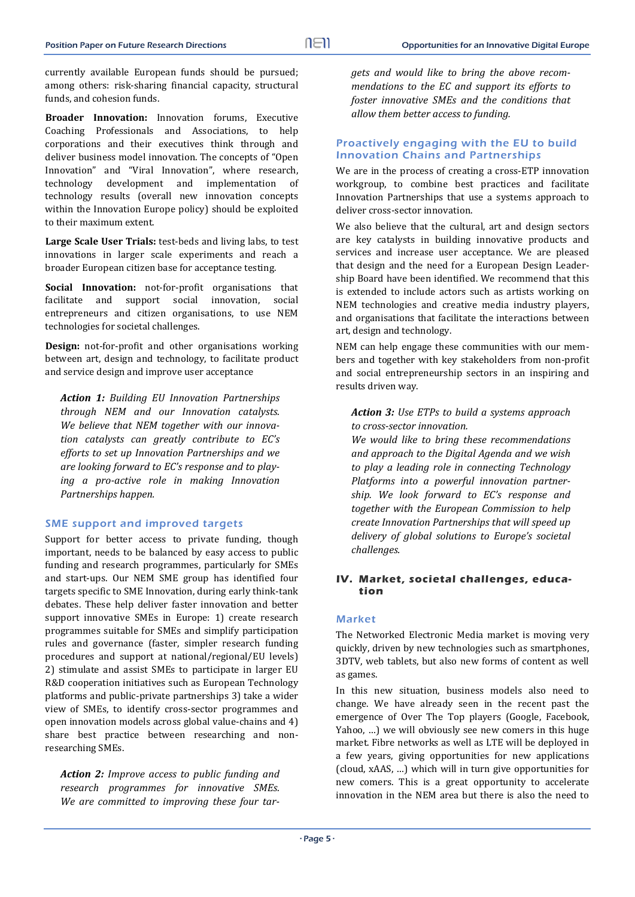currently available European funds should be pursued; among others: risk-sharing financial capacity, structural funds, and cohesion funds.

**Broader Innovation:** Innovation forums, Executive Coaching Professionals and Associations, to help corporations and their executives think through and deliver business model innovation. The concepts of "Open Innovation" and "Viral Innovation", where research, technology development and implementation of technology results (overall new innovation concepts within the Innovation Europe policy) should be exploited to their maximum extent.

**Large Scale User Trials:** test-beds and living labs, to test innovations in larger scale experiments and reach a broader European citizen base for acceptance testing.

**Social Innovation:** not-for-profit organisations that facilitate and support social innovation, social entrepreneurs and citizen organisations, to use NEM technologies for societal challenges.

**Design:** not-for-profit and other organisations working between art, design and technology, to facilitate product and service design and improve user acceptance

> *Action 1: Building EU Innovation Partnerships through NEM and our Innovation catalysts. We believe that NEM together with our innovation catalysts can greatly contribute to EC's efforts to set up Innovation Partnerships and we are looking forward to EC's response and to playing a pro-active role in making Innovation Partnerships happen.*

### SME support and improved targets

Support for better access to private funding, though important, needs to be balanced by easy access to public funding and research programmes, particularly for SMEs and start-ups. Our NEM SME group has identified four targets specific to SME Innovation, during early think-tank debates. These help deliver faster innovation and better support innovative SMEs in Europe: 1) create research programmes suitable for SMEs and simplify participation rules and governance (faster, simpler research funding procedures and support at national/regional/EU levels) 2) stimulate and assist SMEs to participate in larger EU R&D cooperation initiatives such as European Technology platforms and public-private partnerships 3) take a wider view of SMEs, to identify cross-sector programmes and open innovation models across global value-chains and 4) share best practice between researching and non-researching SMEs.

> *Action 2: Improve access to public funding and research programmes for innovative SMEs. We are committed to improving these four targets and would like to bring the above recommendations to the EC and support its efforts to foster innovative SMEs and the conditions that allow them better access to funding.*

### Proactively engaging with the EU to build Innovation Chains and Partnerships

We are in the process of creating a cross-ETP innovation workgroup, to combine best practices and facilitate Innovation Partnerships that use a systems approach to deliver cross-sector innovation.

We also believe that the cultural, art and design sectors are key catalysts in building innovative products and services and increase user acceptance. We are pleased that design and the need for a European Design Leadership Board have been identified. We recommend that this is extended to include actors such as artists working on NEM technologies and creative media industry players, and organisations that facilitate the interactions between art, design and technology.

NEM can help engage these communities with our members and together with key stakeholders from non-profit and social entrepreneurship sectors in an inspiring and results driven way.

> *Action 3: Use ETPs to build a systems approach to cross-sector innovation.*
> *We would like to bring these recommendations and approach to the Digital Agenda and we wish to play a leading role in connecting Technology Platforms into a powerful innovation partnership. We look forward to EC's response and together with the European Commission to help create Innovation Partnerships that will speed up delivery of global solutions to Europe's societal challenges.*

## IV. Market, societal challenges, education

### Market

The Networked Electronic Media market is moving very quickly, driven by new technologies such as smartphones, 3DTV, web tablets, but also new forms of content as well as games.

In this new situation, business models also need to change. We have already seen in the recent past the emergence of Over The Top players (Google, Facebook, Yahoo, …) we will obviously see new comers in this huge market. Fibre networks as well as LTE will be deployed in a few years, giving opportunities for new applications (cloud, xAAS, …) which will in turn give opportunities for new comers. This is a great opportunity to accelerate innovation in the NEM area but there is also the need to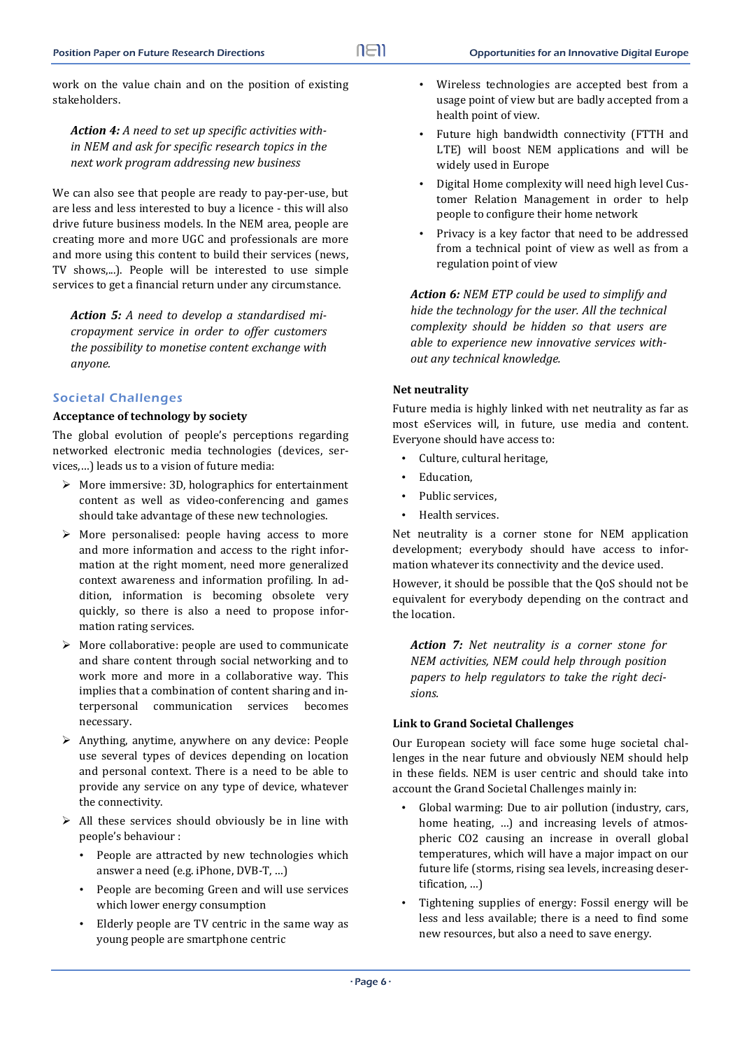work on the value chain and on the position of existing stakeholders.

*Action 4: A need to set up specific activities within NEM and ask for specific research topics in the next work program addressing new business*

We can also see that people are ready to pay-per-use, but are less and less interested to buy a licence - this will also drive future business models. In the NEM area, people are creating more and more UGC and professionals are more and more using this content to build their services (news, TV shows,...). People will be interested to use simple services to get a financial return under any circumstance.

*Action 5: A need to develop a standardised micropayment service in order to offer customers the possibility to monetise content exchange with anyone.*

## Societal Challenges

### Acceptance of technology by society

The global evolution of people's perceptions regarding networked electronic media technologies (devices, services,…) leads us to a vision of future media:

- More immersive: 3D, holographics for entertainment content as well as video-conferencing and games should take advantage of these new technologies.
- More personalised: people having access to more and more information and access to the right information at the right moment, need more generalized context awareness and information profiling. In addition, information is becoming obsolete very quickly, so there is also a need to propose information rating services.
- More collaborative: people are used to communicate and share content through social networking and to work more and more in a collaborative way. This implies that a combination of content sharing and interpersonal communication services becomes necessary.
- Anything, anytime, anywhere on any device: People use several types of devices depending on location and personal context. There is a need to be able to provide any service on any type of device, whatever the connectivity.
- All these services should obviously be in line with people's behaviour :
  - People are attracted by new technologies which answer a need (e.g. iPhone, DVB-T, …)
  - People are becoming Green and will use services which lower energy consumption
  - Elderly people are TV centric in the same way as young people are smartphone centric
  - Wireless technologies are accepted best from a usage point of view but are badly accepted from a health point of view.
  - Future high bandwidth connectivity (FTTH and LTE) will boost NEM applications and will be widely used in Europe
  - Digital Home complexity will need high level Customer Relation Management in order to help people to configure their home network
  - Privacy is a key factor that need to be addressed from a technical point of view as well as from a regulation point of view

*Action 6: NEM ETP could be used to simplify and hide the technology for the user. All the technical complexity should be hidden so that users are able to experience new innovative services without any technical knowledge.*

### Net neutrality

Future media is highly linked with net neutrality as far as most eServices will, in future, use media and content. Everyone should have access to:

- Culture, cultural heritage,
- Education,
- Public services,
- Health services.

Net neutrality is a corner stone for NEM application development; everybody should have access to information whatever its connectivity and the device used.

However, it should be possible that the QoS should not be equivalent for everybody depending on the contract and the location.

*Action 7: Net neutrality is a corner stone for NEM activities, NEM could help through position papers to help regulators to take the right decisions.*

### Link to Grand Societal Challenges

Our European society will face some huge societal challenges in the near future and obviously NEM should help in these fields. NEM is user centric and should take into account the Grand Societal Challenges mainly in:

- Global warming: Due to air pollution (industry, cars, home heating, …) and increasing levels of atmospheric $CO_2$ causing an increase in overall global temperatures, which will have a major impact on our future life (storms, rising sea levels, increasing desertification, …)
- Tightening supplies of energy: Fossil energy will be less and less available; there is a need to find some new resources, but also a need to save energy.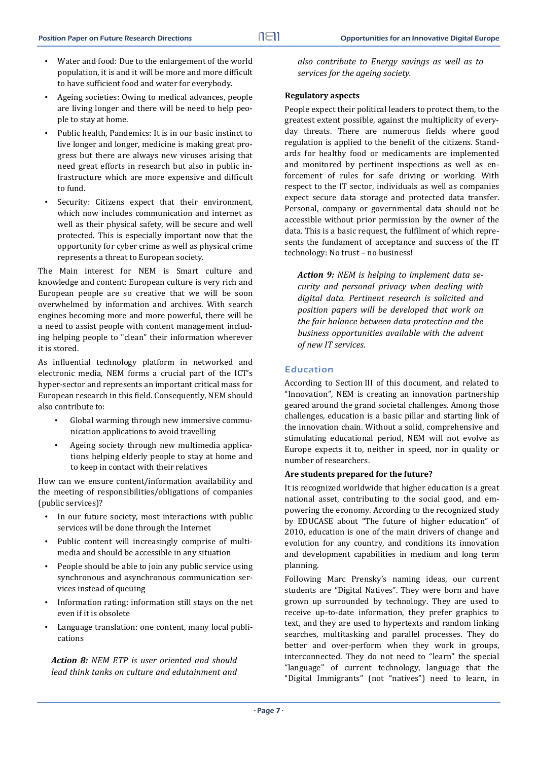- Water and food: Due to the enlargement of the world population, it is and it will be more and more difficult to have sufficient food and water for everybody.
- Ageing societies: Owing to medical advances, people are living longer and there will be need to help people to stay at home.
- Public health, Pandemics: It is in our basic instinct to live longer and longer, medicine is making great progress but there are always new viruses arising that need great efforts in research but also in public infrastructure which are more expensive and difficult to fund.
- Security: Citizens expect that their environment, which now includes communication and internet as well as their physical safety, will be secure and well protected. This is especially important now that the opportunity for cyber crime as well as physical crime represents a threat to European society.

The Main interest for NEM is Smart culture and knowledge and content: European culture is very rich and European people are so creative that we will be soon overwhelmed by information and archives. With search engines becoming more and more powerful, there will be a need to assist people with content management including helping people to "clean" their information wherever it is stored.

As influential technology platform in networked and electronic media, NEM forms a crucial part of the ICT's hyper-sector and represents an important critical mass for European research in this field. Consequently, NEM should also contribute to:

- Global warming through new immersive communication applications to avoid travelling
- Ageing society through new multimedia applications helping elderly people to stay at home and to keep in contact with their relatives

How can we ensure content/information availability and the meeting of responsibilities/obligations of companies (public services)?

- In our future society, most interactions with public services will be done through the Internet
- Public content will increasingly comprise of multimedia and should be accessible in any situation
- People should be able to join any public service using synchronous and asynchronous communication services instead of queuing
- Information rating: information still stays on the net even if it is obsolete
- Language translation: one content, many local publications

> ***Action 8:*** *NEM ETP is user oriented and should lead think tanks on culture and edutainment and also contribute to Energy savings as well as to services for the ageing society.*

**Regulatory aspects**

People expect their political leaders to protect them, to the greatest extent possible, against the multiplicity of everyday threats. There are numerous fields where good regulation is applied to the benefit of the citizens. Standards for healthy food or medicaments are implemented and monitored by pertinent inspections as well as enforcement of rules for safe driving or working. With respect to the IT sector, individuals as well as companies expect secure data storage and protected data transfer. Personal, company or governmental data should not be accessible without prior permission by the owner of the data. This is a basic request, the fulfilment of which represents the fundament of acceptance and success of the IT technology: No trust – no business!

> ***Action 9:*** *NEM is helping to implement data security and personal privacy when dealing with digital data. Pertinent research is solicited and position papers will be developed that work on the fair balance between data protection and the business opportunities available with the advent of new IT services.*

## Education

According to Section III of this document, and related to "Innovation", NEM is creating an innovation partnership geared around the grand societal challenges. Among those challenges, education is a basic pillar and starting link of the innovation chain. Without a solid, comprehensive and stimulating educational period, NEM will not evolve as Europe expects it to, neither in speed, nor in quality or number of researchers.

**Are students prepared for the future?**

It is recognized worldwide that higher education is a great national asset, contributing to the social good, and empowering the economy. According to the recognized study by EDUCASE about "The future of higher education" of 2010, education is one of the main drivers of change and evolution for any country, and conditions its innovation and development capabilities in medium and long term planning.

Following Marc Prensky's naming ideas, our current students are "Digital Natives". They were born and have grown up surrounded by technology. They are used to receive up-to-date information, they prefer graphics to text, and they are used to hypertexts and random linking searches, multitasking and parallel processes. They do better and over-perform when they work in groups, interconnected. They do not need to "learn" the special "language" of current technology, language that the "Digital Immigrants" (not "natives") need to learn, in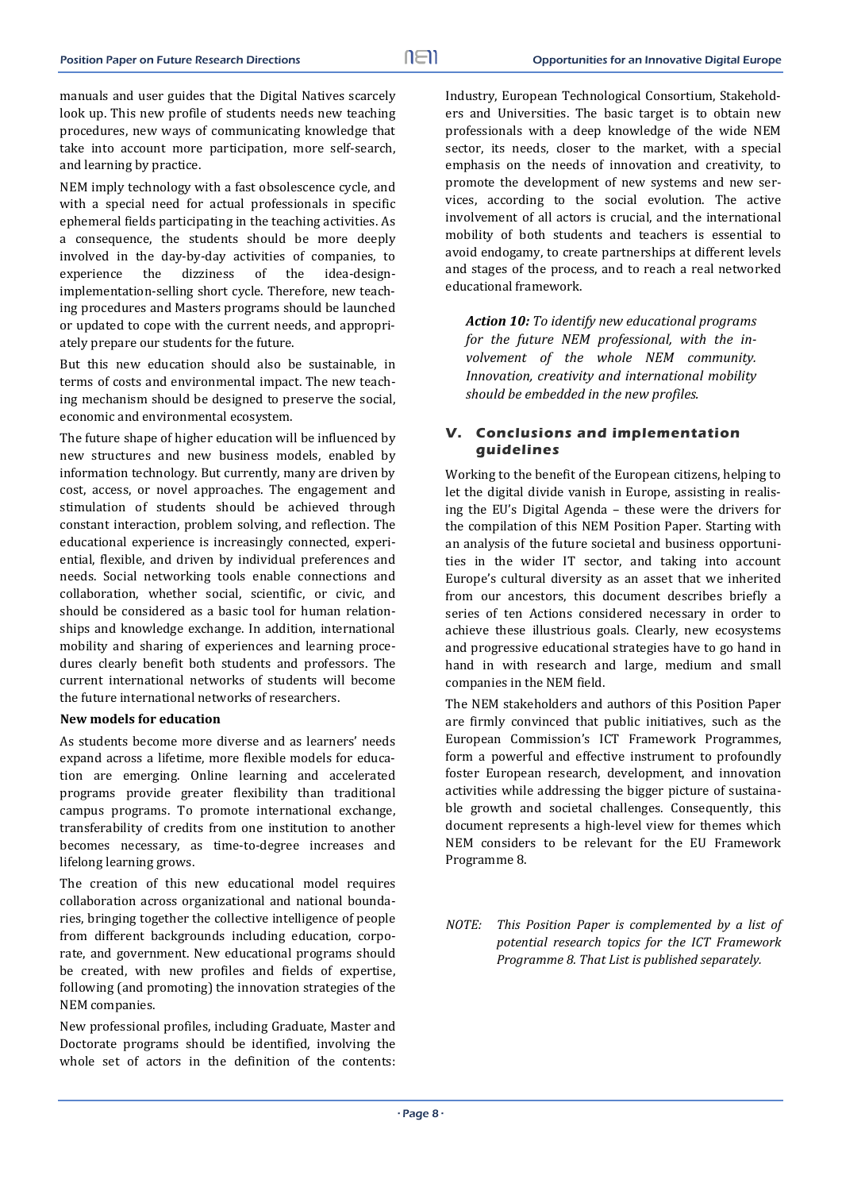manuals and user guides that the Digital Natives scarcely look up. This new profile of students needs new teaching procedures, new ways of communicating knowledge that take into account more participation, more self-search, and learning by practice.

NEM imply technology with a fast obsolescence cycle, and with a special need for actual professionals in specific ephemeral fields participating in the teaching activities. As a consequence, the students should be more deeply involved in the day-by-day activities of companies, to experience the dizziness of the idea-design-implementation-selling short cycle. Therefore, new teaching procedures and Masters programs should be launched or updated to cope with the current needs, and appropriately prepare our students for the future.

But this new education should also be sustainable, in terms of costs and environmental impact. The new teaching mechanism should be designed to preserve the social, economic and environmental ecosystem.

The future shape of higher education will be influenced by new structures and new business models, enabled by information technology. But currently, many are driven by cost, access, or novel approaches. The engagement and stimulation of students should be achieved through constant interaction, problem solving, and reflection. The educational experience is increasingly connected, experiential, flexible, and driven by individual preferences and needs. Social networking tools enable connections and collaboration, whether social, scientific, or civic, and should be considered as a basic tool for human relationships and knowledge exchange. In addition, international mobility and sharing of experiences and learning procedures clearly benefit both students and professors. The current international networks of students will become the future international networks of researchers.

**New models for education**

As students become more diverse and as learners' needs expand across a lifetime, more flexible models for education are emerging. Online learning and accelerated programs provide greater flexibility than traditional campus programs. To promote international exchange, transferability of credits from one institution to another becomes necessary, as time-to-degree increases and lifelong learning grows.

The creation of this new educational model requires collaboration across organizational and national boundaries, bringing together the collective intelligence of people from different backgrounds including education, corporate, and government. New educational programs should be created, with new profiles and fields of expertise, following (and promoting) the innovation strategies of the NEM companies.

New professional profiles, including Graduate, Master and Doctorate programs should be identified, involving the whole set of actors in the definition of the contents: Industry, European Technological Consortium, Stakeholders and Universities. The basic target is to obtain new professionals with a deep knowledge of the wide NEM sector, its needs, closer to the market, with a special emphasis on the needs of innovation and creativity, to promote the development of new systems and new services, according to the social evolution. The active involvement of all actors is crucial, and the international mobility of both students and teachers is essential to avoid endogamy, to create partnerships at different levels and stages of the process, and to reach a real networked educational framework.

> ***Action 10:*** *To identify new educational programs for the future NEM professional, with the involvement of the whole NEM community. Innovation, creativity and international mobility should be embedded in the new profiles.*

## V. Conclusions and implementation guidelines

Working to the benefit of the European citizens, helping to let the digital divide vanish in Europe, assisting in realising the EU's Digital Agenda – these were the drivers for the compilation of this NEM Position Paper. Starting with an analysis of the future societal and business opportunities in the wider IT sector, and taking into account Europe's cultural diversity as an asset that we inherited from our ancestors, this document describes briefly a series of ten Actions considered necessary in order to achieve these illustrious goals. Clearly, new ecosystems and progressive educational strategies have to go hand in hand in with research and large, medium and small companies in the NEM field.

The NEM stakeholders and authors of this Position Paper are firmly convinced that public initiatives, such as the European Commission's ICT Framework Programmes, form a powerful and effective instrument to profoundly foster European research, development, and innovation activities while addressing the bigger picture of sustainable growth and societal challenges. Consequently, this document represents a high-level view for themes which NEM considers to be relevant for the EU Framework Programme 8.

*NOTE: This Position Paper is complemented by a list of potential research topics for the ICT Framework Programme 8. That List is published separately.*